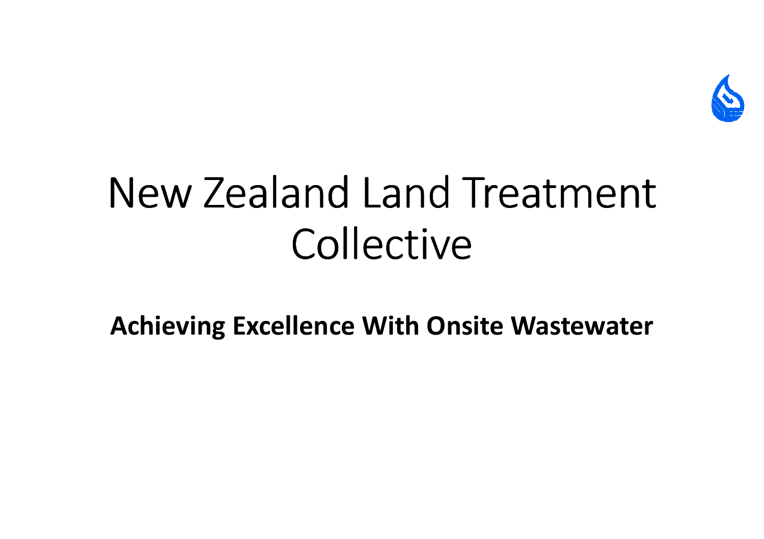# New Zealand Land Treatment Collective

**Achieving Excellence With Onsite Wastewater**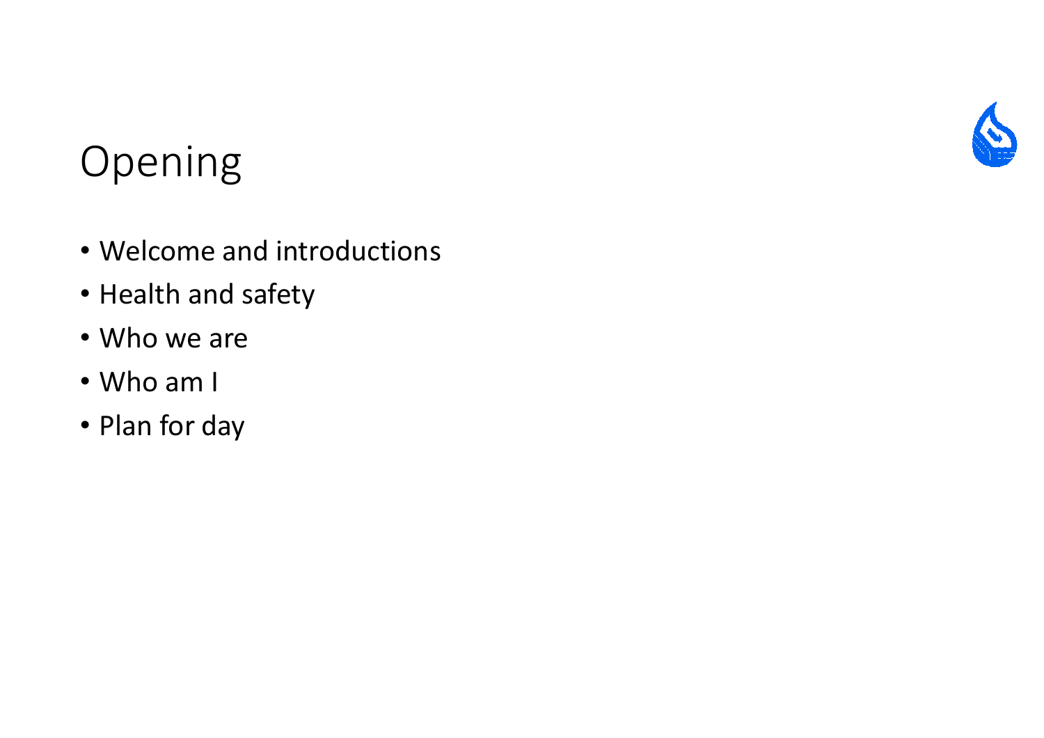# Opening

- Welcome and introductions
- Health and safety
- Who we are
- Who am I
- Plan for day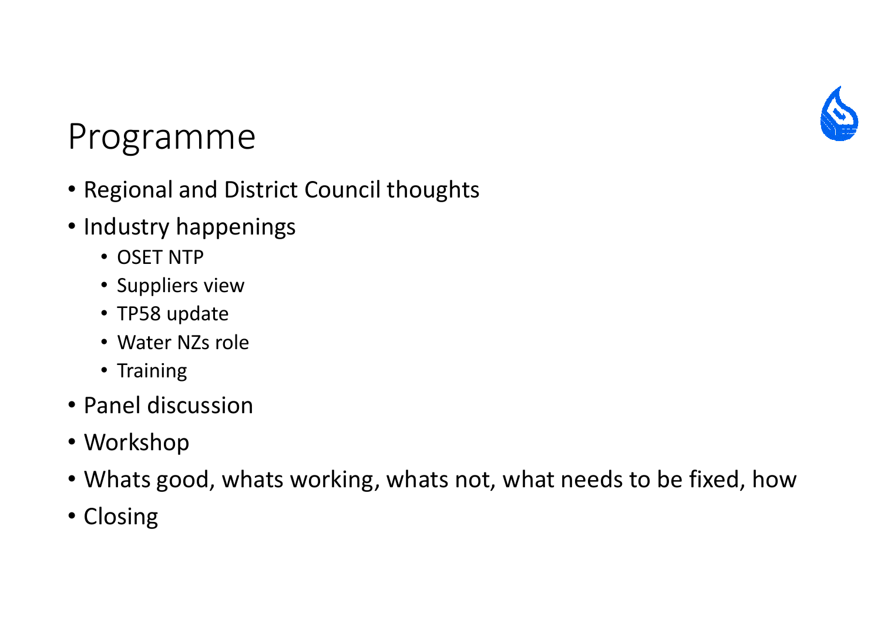# Programme

- Regional and District Council thoughts
- Industry happenings
  - OSET NTP
  - Suppliers view
  - TP58 update
  - Water NZs role
  - Training
- Panel discussion
- Workshop
- Whats good, whats working, whats not, what needs to be fixed, how
- Closing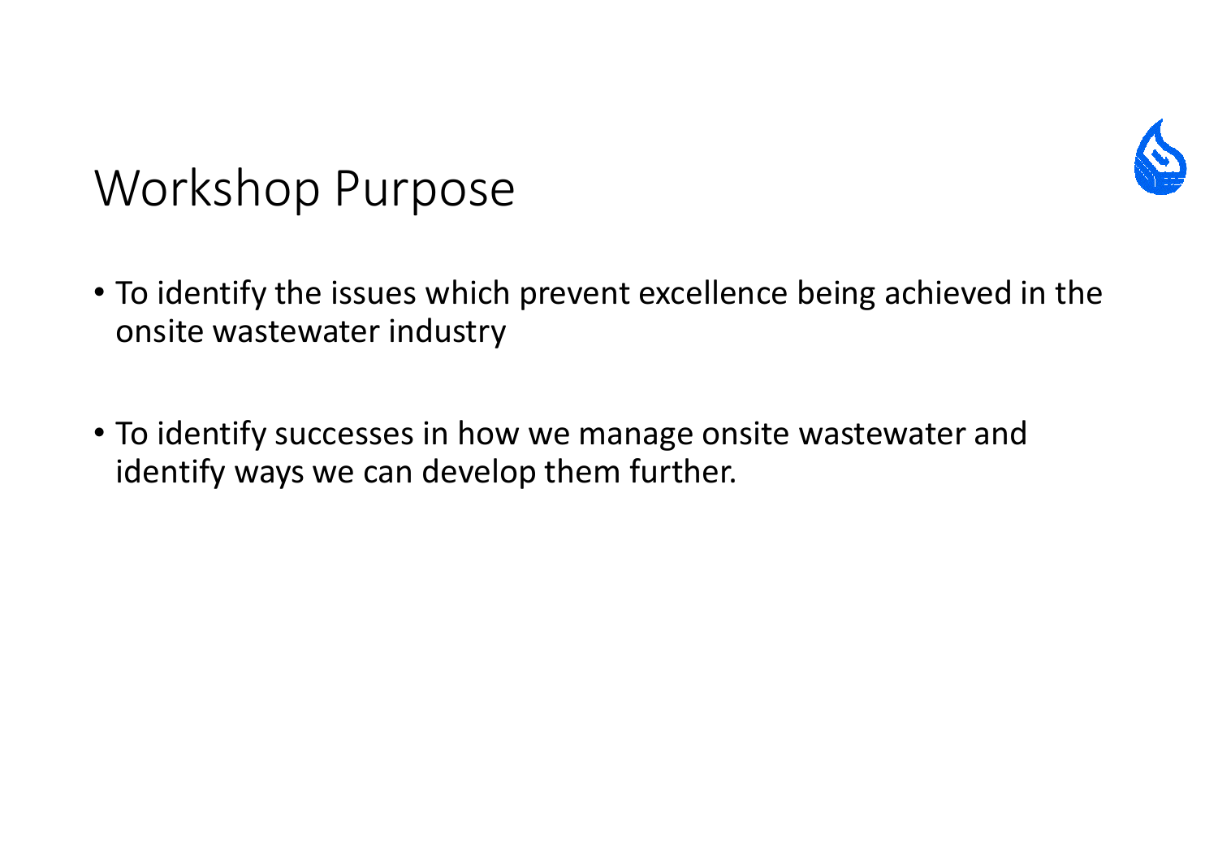# Workshop Purpose

- To identify the issues which prevent excellence being achieved in the onsite wastewater industry
- To identify successes in how we manage onsite wastewater and identify ways we can develop them further.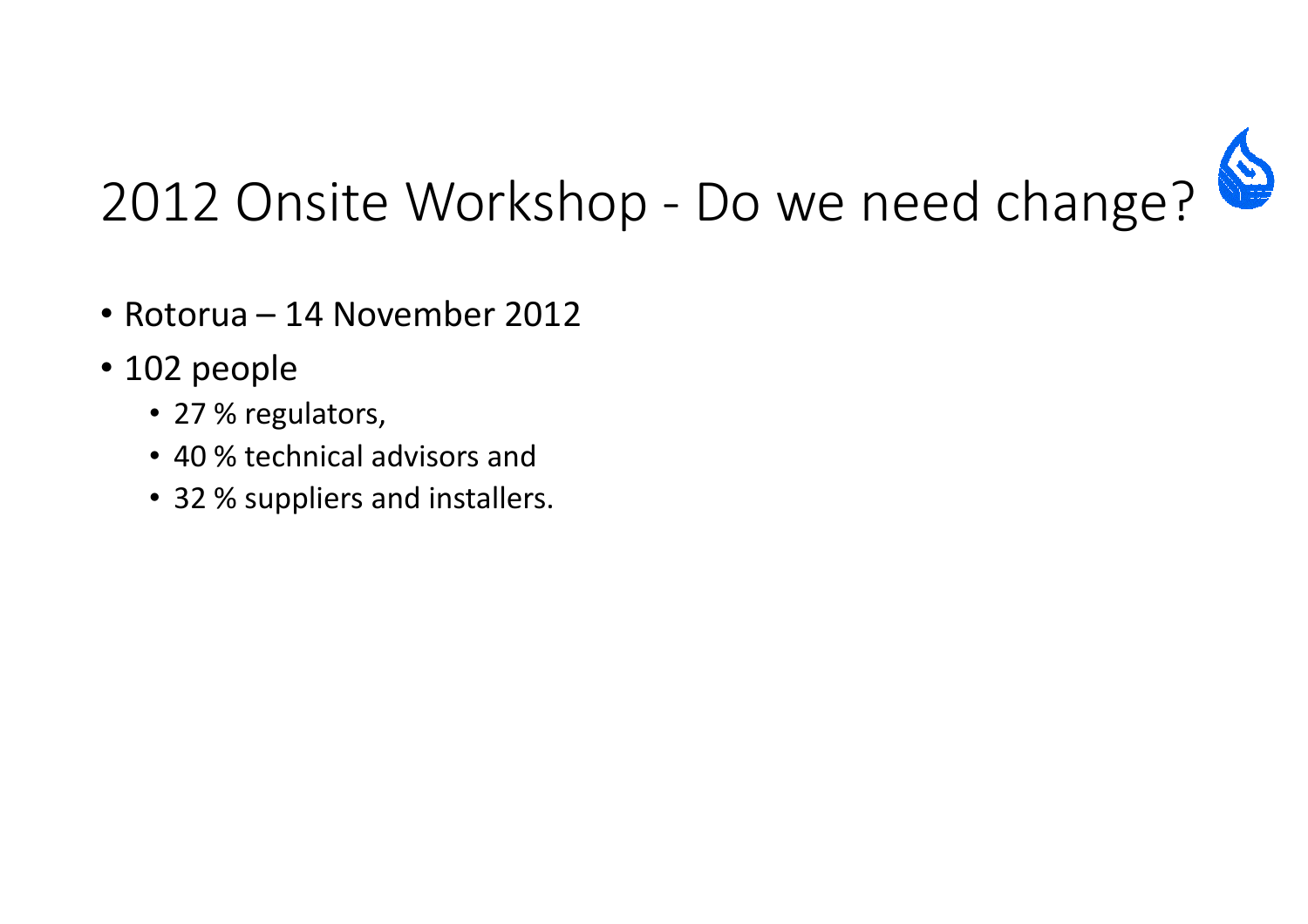# 2012 Onsite Workshop - Do we need change?

- Rotorua – 14 November 2012
- 102 people
  - 27 % regulators,
  - 40 % technical advisors and
  - 32 % suppliers and installers.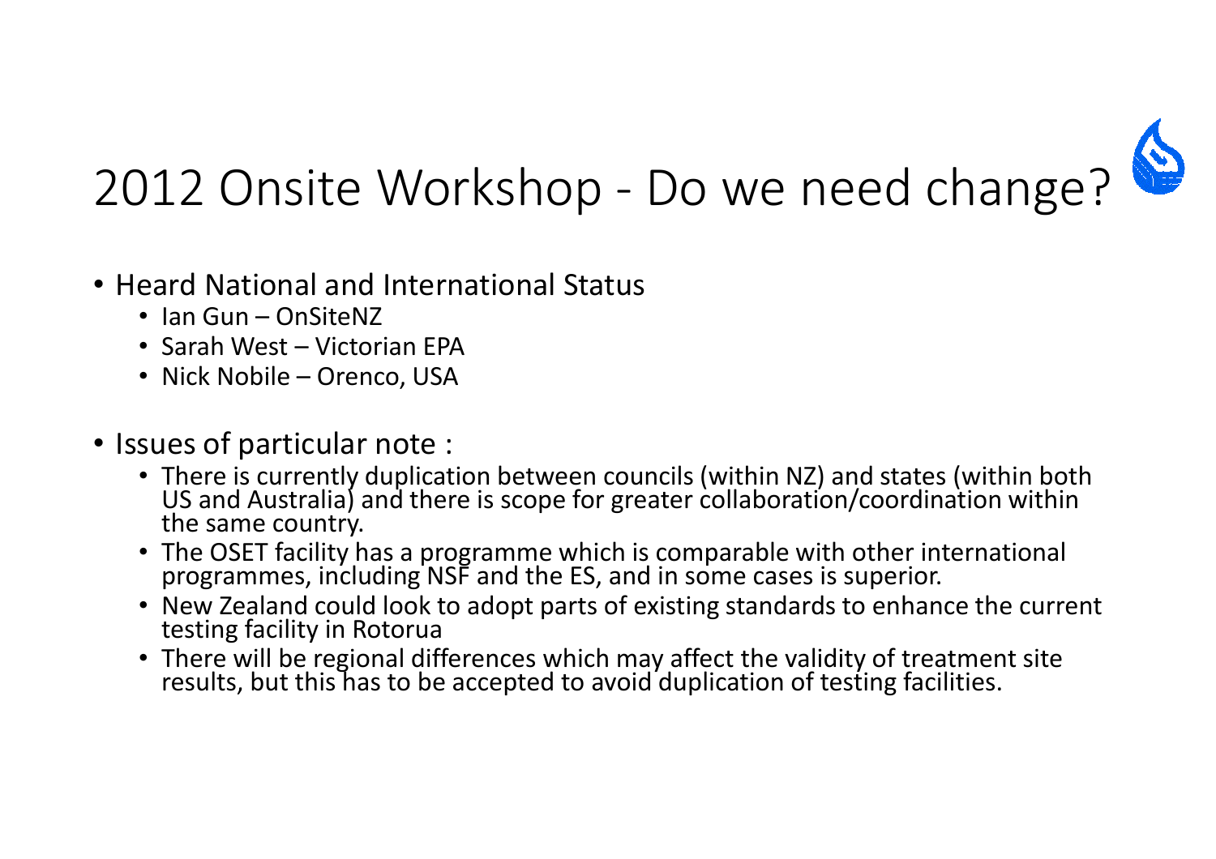# 2012 Onsite Workshop - Do we need change?

- Heard National and International Status
  - Ian Gun – OnSiteNZ
  - Sarah West – Victorian EPA
  - Nick Nobile – Orenco, USA
- Issues of particular note :
  - There is currently duplication between councils (within NZ) and states (within both US and Australia) and there is scope for greater collaboration/coordination within the same country.
  - The OSET facility has a programme which is comparable with other international programmes, including NSF and the ES, and in some cases is superior.
  - New Zealand could look to adopt parts of existing standards to enhance the current testing facility in Rotorua
  - There will be regional differences which may affect the validity of treatment site results, but this has to be accepted to avoid duplication of testing facilities.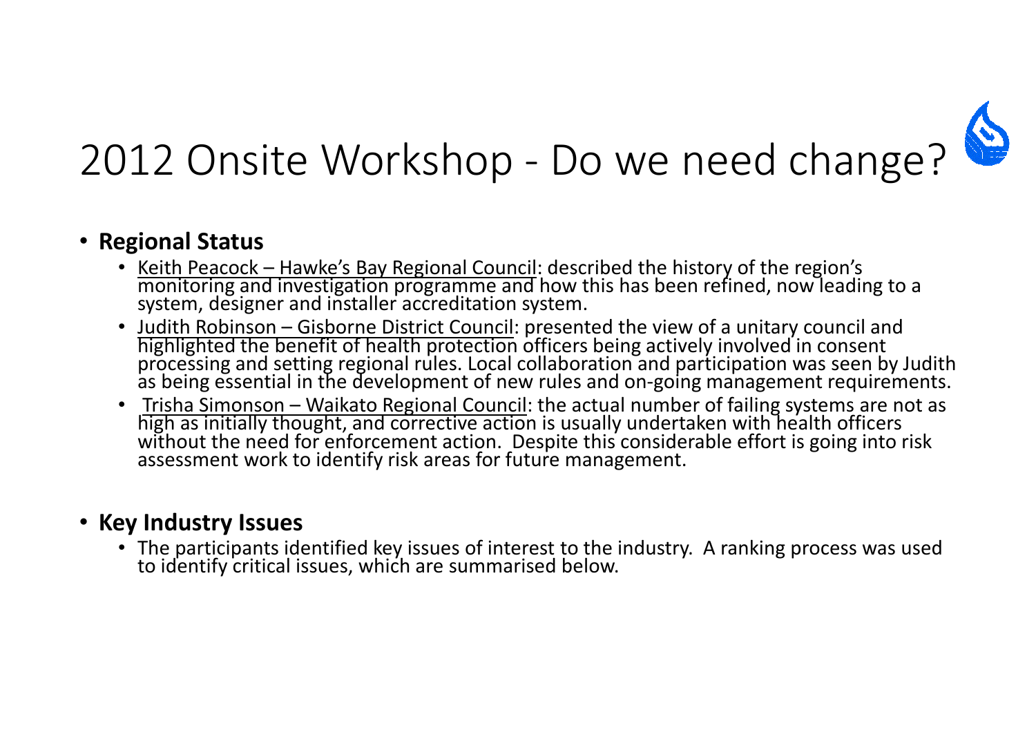# 2012 Onsite Workshop - Do we need change?

- **Regional Status**
  - Keith Peacock – Hawke's Bay Regional Council: described the history of the region's monitoring and investigation programme and how this has been refined, now leading to a system, designer and installer accreditation system.
  - Judith Robinson – Gisborne District Council: presented the view of a unitary council and highlighted the benefit of health protection officers being actively involved in consent processing and setting regional rules. Local collaboration and participation was seen by Judith as being essential in the development of new rules and on-going management requirements.
  - Trisha Simonson – Waikato Regional Council: the actual number of failing systems are not as high as initially thought, and corrective action is usually undertaken with health officers without the need for enforcement action. Despite this considerable effort is going into risk assessment work to identify risk areas for future management.

- **Key Industry Issues**
  - The participants identified key issues of interest to the industry. A ranking process was used to identify critical issues, which are summarised below.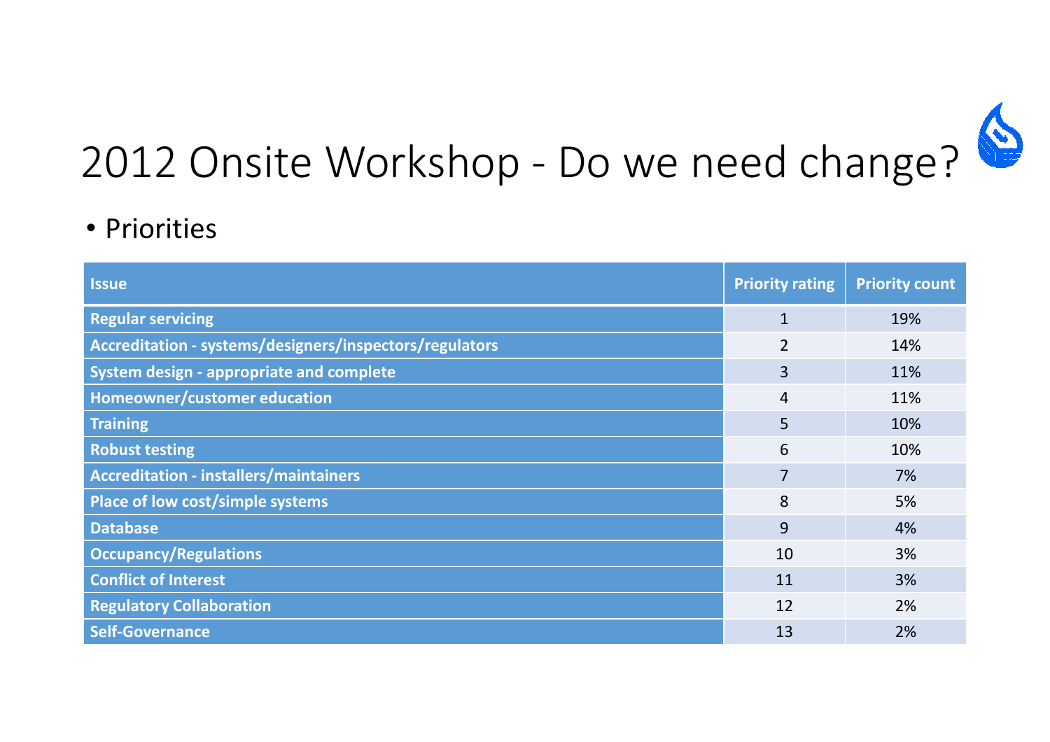# 2012 Onsite Workshop - Do we need change?

- Priorities

| Issue | Priority rating | Priority count |
| --- | --- | --- |
| Regular servicing | 1 | 19% |
| Accreditation - systems/designers/inspectors/regulators | 2 | 14% |
| System design - appropriate and complete | 3 | 11% |
| Homeowner/customer education | 4 | 11% |
| Training | 5 | 10% |
| Robust testing | 6 | 10% |
| Accreditation - installers/maintainers | 7 | 7% |
| Place of low cost/simple systems | 8 | 5% |
| Database | 9 | 4% |
| Occupancy/Regulations | 10 | 3% |
| Conflict of Interest | 11 | 3% |
| Regulatory Collaboration | 12 | 2% |
| Self-Governance | 13 | 2% |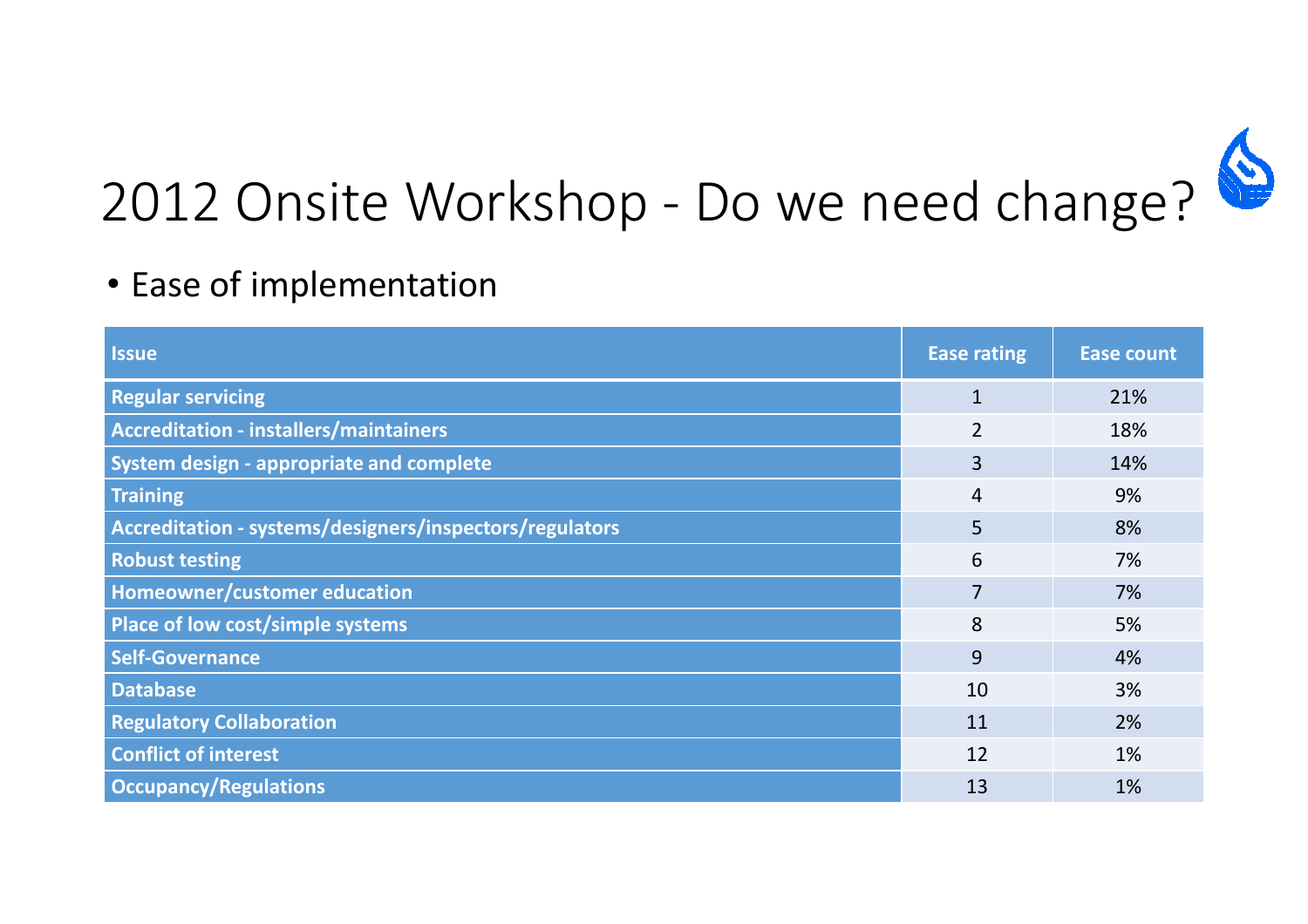# 2012 Onsite Workshop - Do we need change?

- Ease of implementation

| Issue | Ease rating | Ease count |
|---|---|---|
| Regular servicing | 1 | 21% |
| Accreditation - installers/maintainers | 2 | 18% |
| System design - appropriate and complete | 3 | 14% |
| Training | 4 | 9% |
| Accreditation - systems/designers/inspectors/regulators | 5 | 8% |
| Robust testing | 6 | 7% |
| Homeowner/customer education | 7 | 7% |
| Place of low cost/simple systems | 8 | 5% |
| Self-Governance | 9 | 4% |
| Database | 10 | 3% |
| Regulatory Collaboration | 11 | 2% |
| Conflict of interest | 12 | 1% |
| Occupancy/Regulations | 13 | 1% |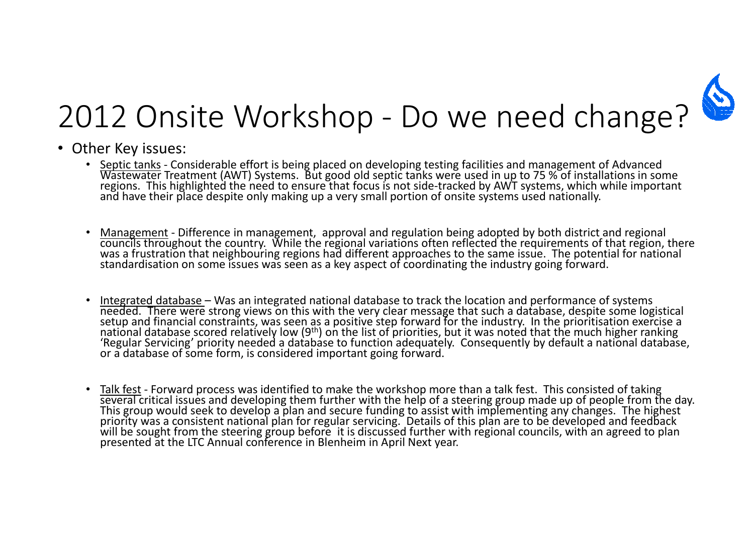# 2012 Onsite Workshop - Do we need change?

- Other Key issues:
  - Septic tanks - Considerable effort is being placed on developing testing facilities and management of Advanced Wastewater Treatment (AWT) Systems. But good old septic tanks were used in up to 75 % of installations in some regions. This highlighted the need to ensure that focus is not side-tracked by AWT systems, which while important and have their place despite only making up a very small portion of onsite systems used nationally.
  - Management - Difference in management, approval and regulation being adopted by both district and regional councils throughout the country. While the regional variations often reflected the requirements of that region, there was a frustration that neighbouring regions had different approaches to the same issue. The potential for national standardisation on some issues was seen as a key aspect of coordinating the industry going forward.
  - Integrated database – Was an integrated national database to track the location and performance of systems needed. There were strong views on this with the very clear message that such a database, despite some logistical setup and financial constraints, was seen as a positive step forward for the industry. In the prioritisation exercise a national database scored relatively low (9th) on the list of priorities, but it was noted that the much higher ranking 'Regular Servicing' priority needed a database to function adequately. Consequently by default a national database, or a database of some form, is considered important going forward.
  - Talk fest - Forward process was identified to make the workshop more than a talk fest. This consisted of taking several critical issues and developing them further with the help of a steering group made up of people from the day. This group would seek to develop a plan and secure funding to assist with implementing any changes. The highest priority was a consistent national plan for regular servicing. Details of this plan are to be developed and feedback will be sought from the steering group before it is discussed further with regional councils, with an agreed to plan presented at the LTC Annual conference in Blenheim in April Next year.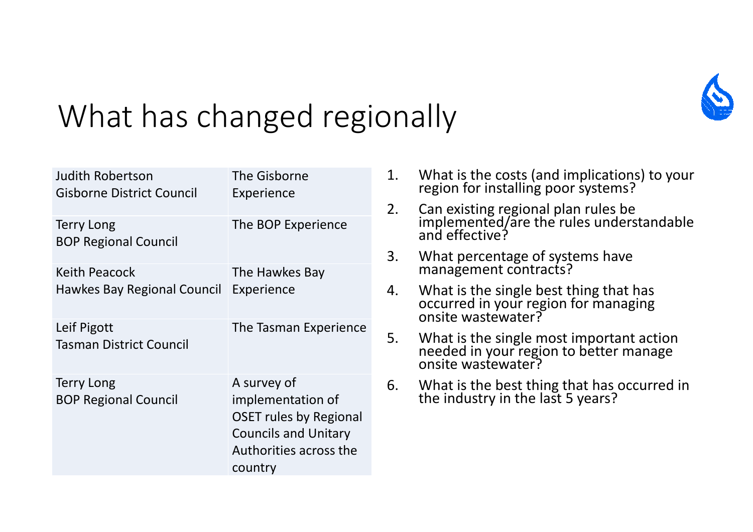# What has changed regionally

| | |
|---|---|
| Judith Robertson<br>Gisborne District Council | The Gisborne Experience |
| Terry Long<br>BOP Regional Council | The BOP Experience |
| Keith Peacock<br>Hawkes Bay Regional Council | The Hawkes Bay Experience |
| Leif Pigott<br>Tasman District Council | The Tasman Experience |
| Terry Long<br>BOP Regional Council | A survey of implementation of OSET rules by Regional Councils and Unitary Authorities across the country |

1. What is the costs (and implications) to your region for installing poor systems?
2. Can existing regional plan rules be implemented/are the rules understandable and effective?
3. What percentage of systems have management contracts?
4. What is the single best thing that has occurred in your region for managing onsite wastewater?
5. What is the single most important action needed in your region to better manage onsite wastewater?
6. What is the best thing that has occurred in the industry in the last 5 years?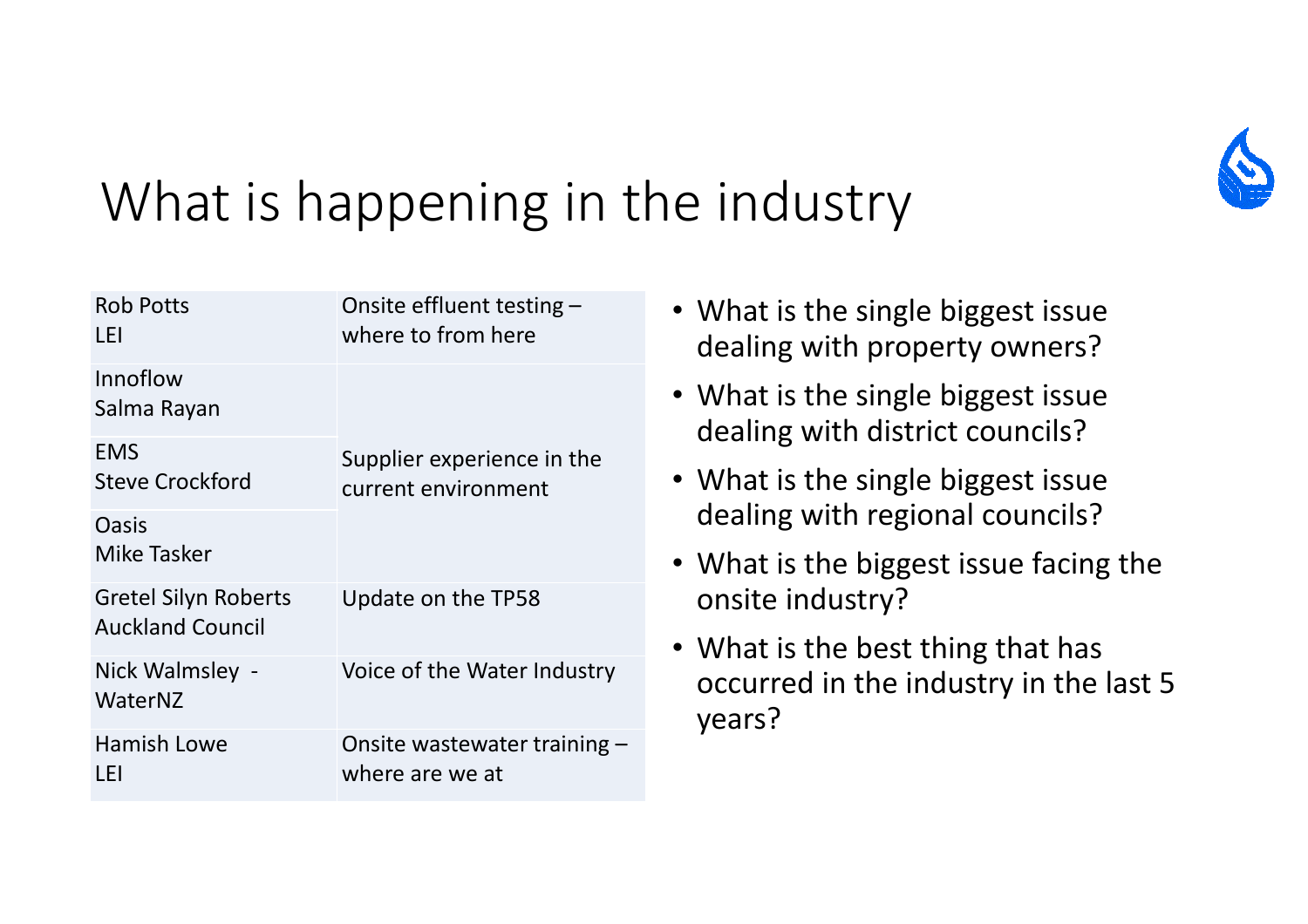# What is happening in the industry

| | |
|---|---|
| Rob Potts<br>LEI | Onsite effluent testing – where to from here |
| Innoflow<br>Salma Rayan | Supplier experience in the current environment |
| EMS<br>Steve Crockford | |
| Oasis<br>Mike Tasker | |
| Gretel Silyn Roberts<br>Auckland Council | Update on the TP58 |
| Nick Walmsley - WaterNZ | Voice of the Water Industry |
| Hamish Lowe<br>LEI | Onsite wastewater training – where are we at |

- What is the single biggest issue dealing with property owners?
- What is the single biggest issue dealing with district councils?
- What is the single biggest issue dealing with regional councils?
- What is the biggest issue facing the onsite industry?
- What is the best thing that has occurred in the industry in the last 5 years?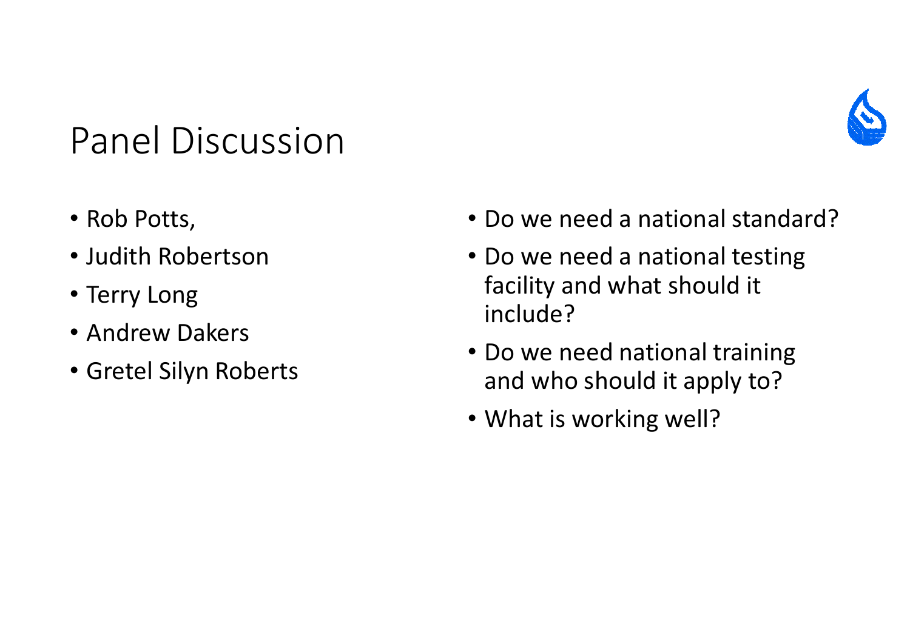# Panel Discussion

- Rob Potts,
- Judith Robertson
- Terry Long
- Andrew Dakers
- Gretel Silyn Roberts

- Do we need a national standard?
- Do we need a national testing facility and what should it include?
- Do we need national training and who should it apply to?
- What is working well?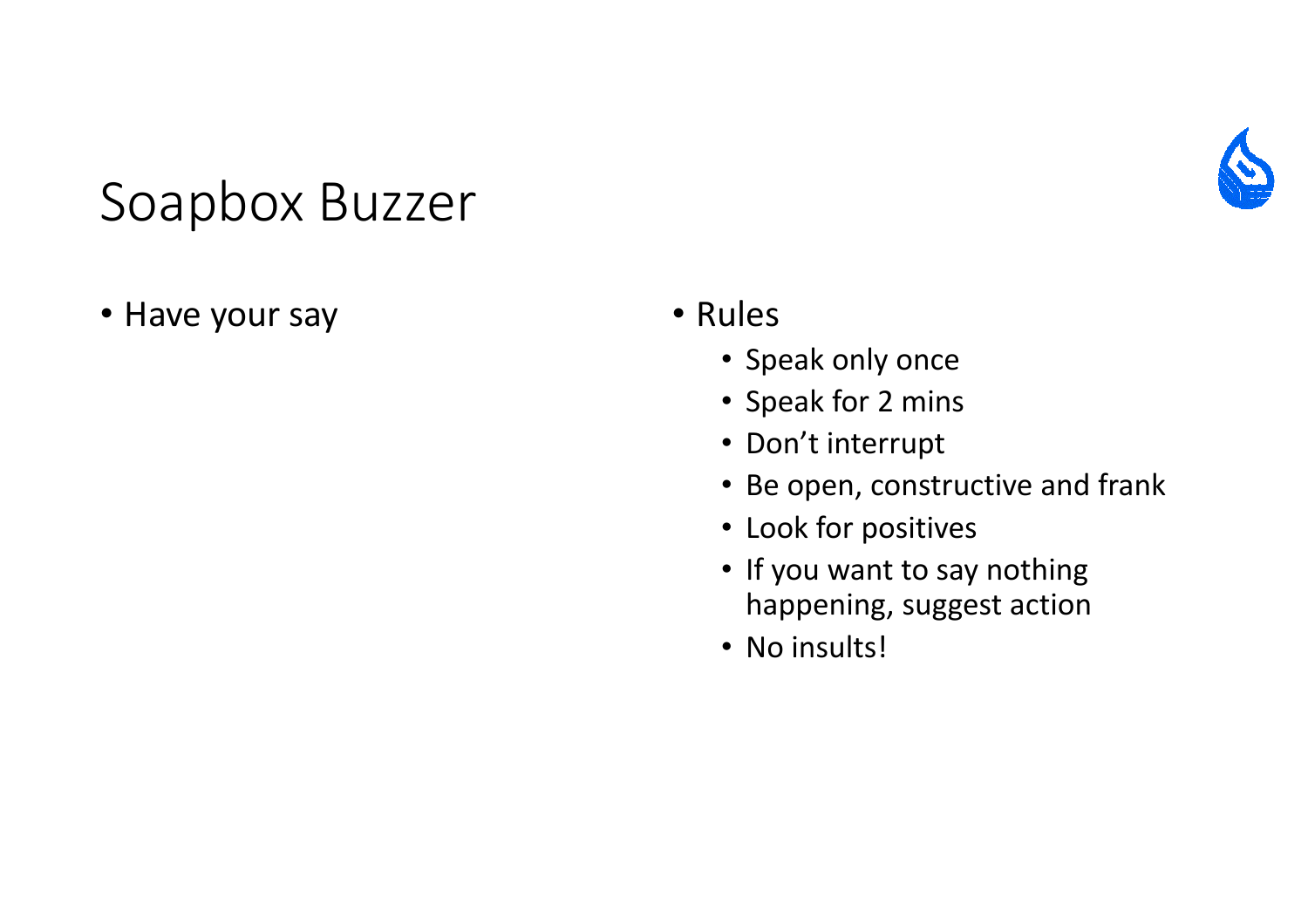# Soapbox Buzzer

- Have your say

- Rules
  - Speak only once
  - Speak for 2 mins
  - Don't interrupt
  - Be open, constructive and frank
  - Look for positives
  - If you want to say nothing happening, suggest action
  - No insults!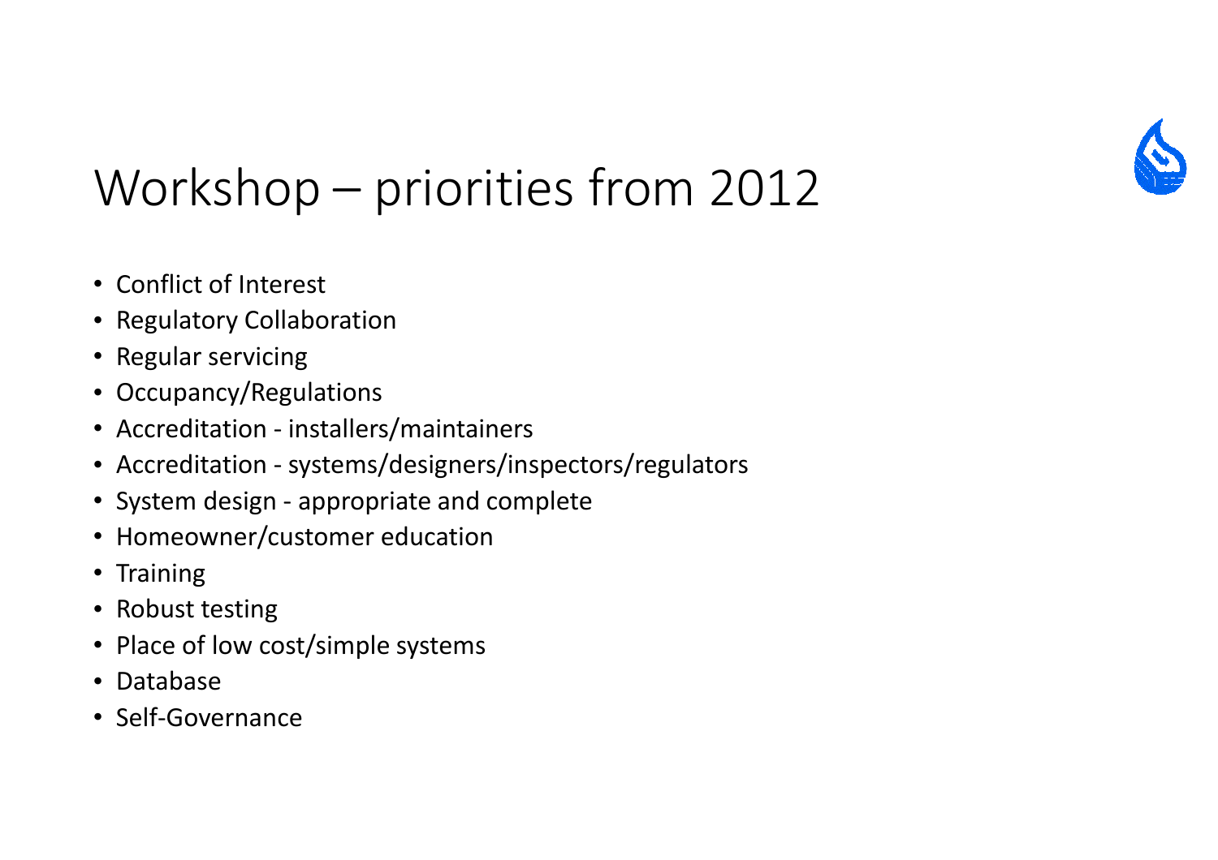# Workshop – priorities from 2012

- Conflict of Interest
- Regulatory Collaboration
- Regular servicing
- Occupancy/Regulations
- Accreditation - installers/maintainers
- Accreditation - systems/designers/inspectors/regulators
- System design - appropriate and complete
- Homeowner/customer education
- Training
- Robust testing
- Place of low cost/simple systems
- Database
- Self-Governance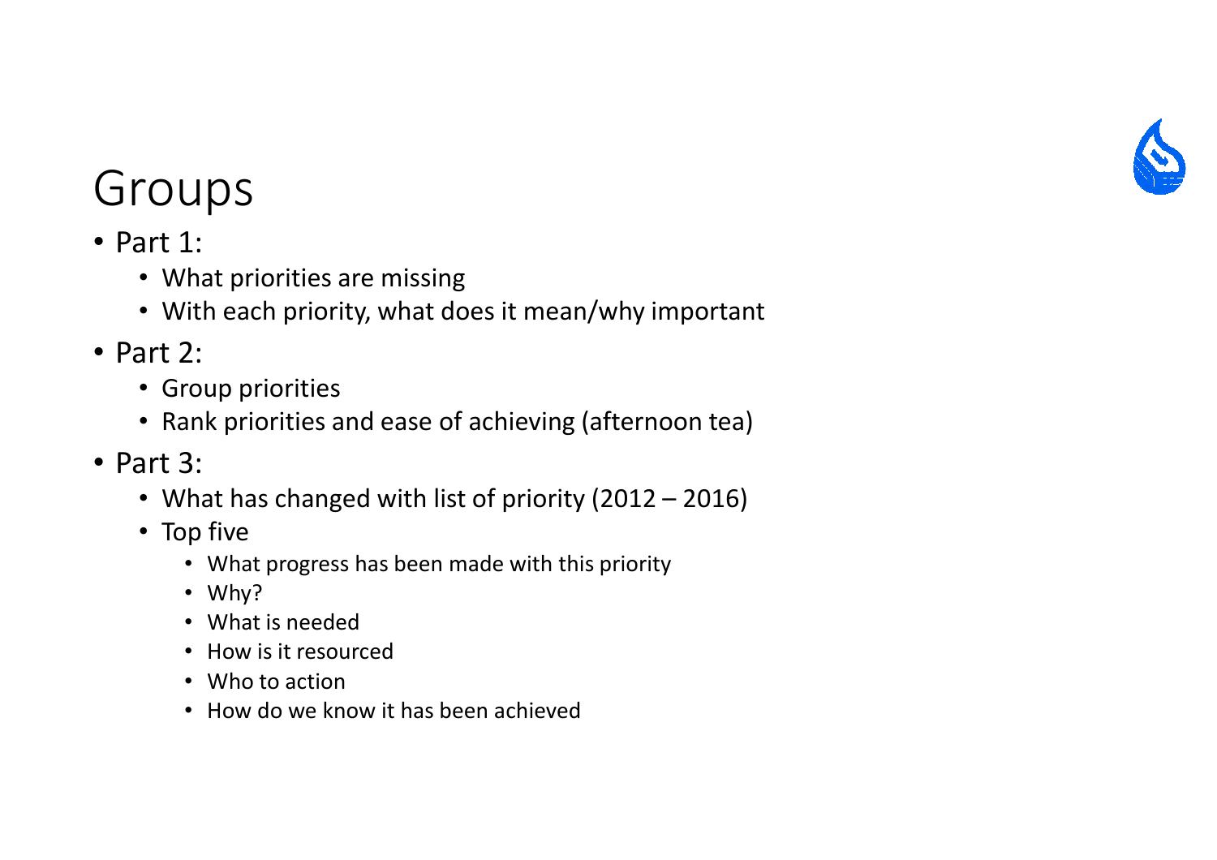# Groups

- Part 1:
  - What priorities are missing
  - With each priority, what does it mean/why important
- Part 2:
  - Group priorities
  - Rank priorities and ease of achieving (afternoon tea)
- Part 3:
  - What has changed with list of priority (2012 – 2016)
  - Top five
    - What progress has been made with this priority
    - Why?
    - What is needed
    - How is it resourced
    - Who to action
    - How do we know it has been achieved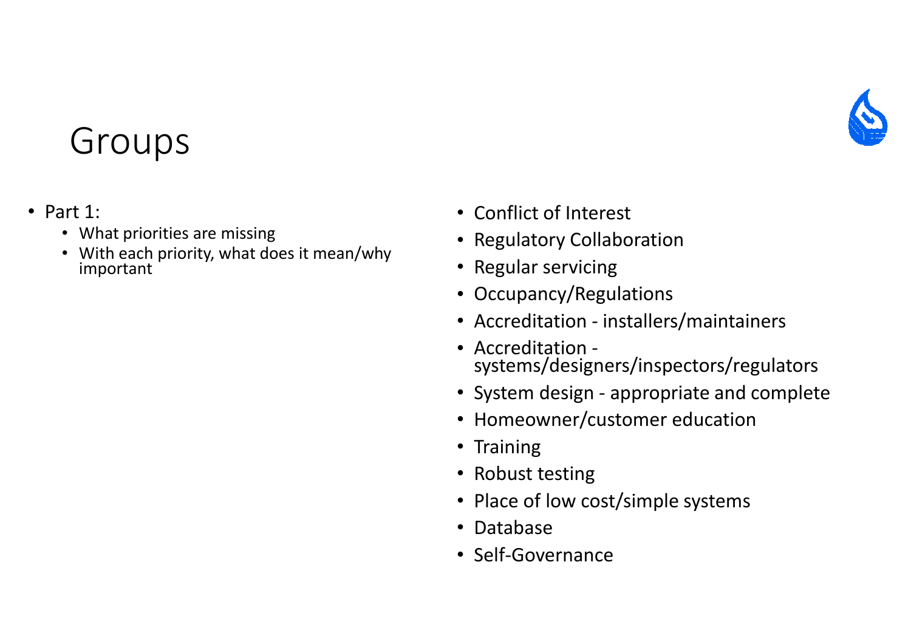# Groups

- Part 1:
  - What priorities are missing
  - With each priority, what does it mean/why important

- Conflict of Interest
- Regulatory Collaboration
- Regular servicing
- Occupancy/Regulations
- Accreditation - installers/maintainers
- Accreditation - systems/designers/inspectors/regulators
- System design - appropriate and complete
- Homeowner/customer education
- Training
- Robust testing
- Place of low cost/simple systems
- Database
- Self-Governance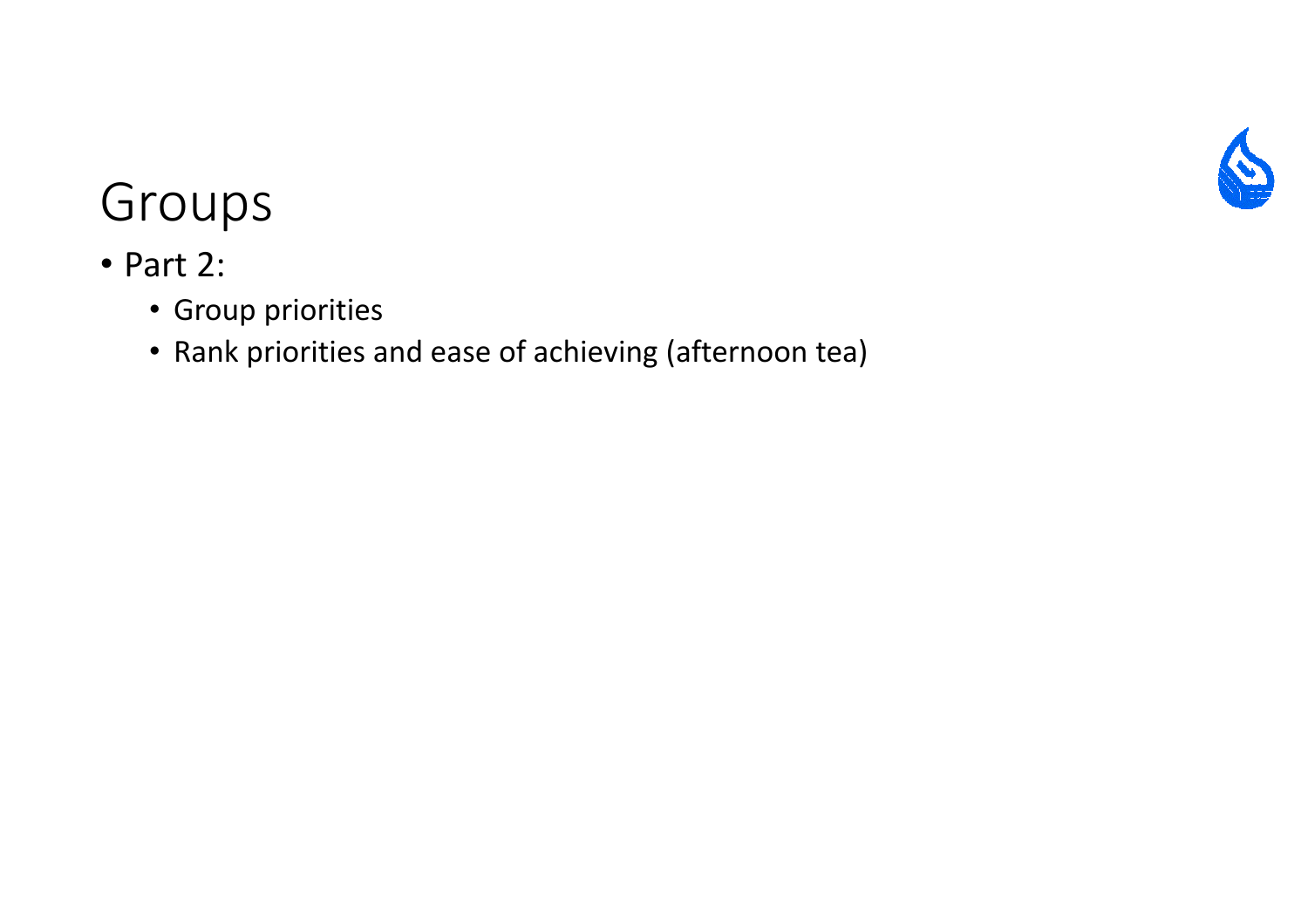# Groups

- Part 2:
  - Group priorities
  - Rank priorities and ease of achieving (afternoon tea)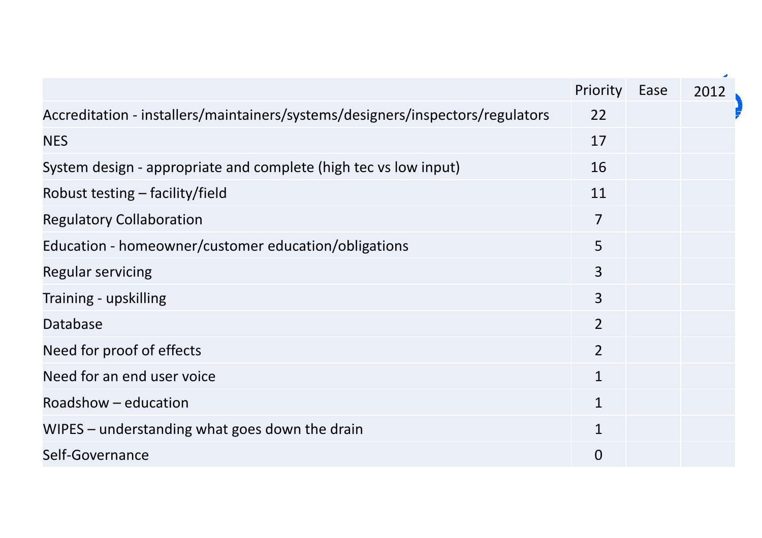| | Priority | Ease | 2012 |
|---|---|---|---|
| Accreditation - installers/maintainers/systems/designers/inspectors/regulators | 22 | | |
| NES | 17 | | |
| System design - appropriate and complete (high tec vs low input) | 16 | | |
| Robust testing – facility/field | 11 | | |
| Regulatory Collaboration | 7 | | |
| Education - homeowner/customer education/obligations | 5 | | |
| Regular servicing | 3 | | |
| Training - upskilling | 3 | | |
| Database | 2 | | |
| Need for proof of effects | 2 | | |
| Need for an end user voice | 1 | | |
| Roadshow – education | 1 | | |
| WIPES – understanding what goes down the drain | 1 | | |
| Self-Governance | 0 | | |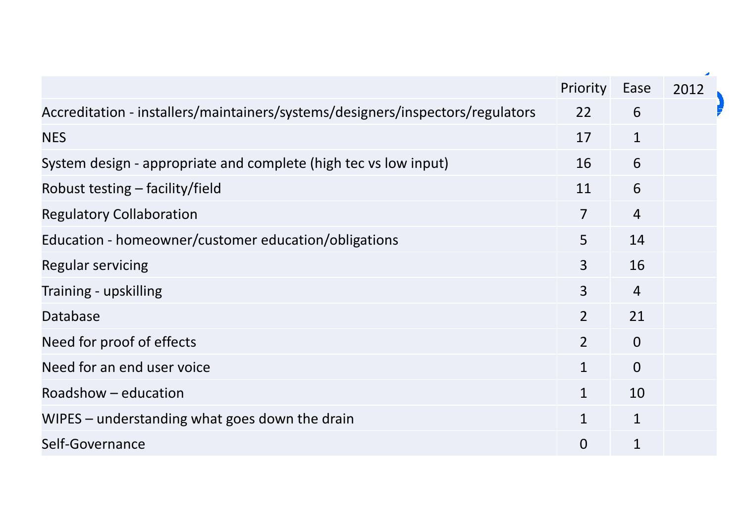| | Priority | Ease | 2012 |
|---|---|---|---|
| Accreditation - installers/maintainers/systems/designers/inspectors/regulators | 22 | 6 | |
| NES | 17 | 1 | |
| System design - appropriate and complete (high tec vs low input) | 16 | 6 | |
| Robust testing – facility/field | 11 | 6 | |
| Regulatory Collaboration | 7 | 4 | |
| Education - homeowner/customer education/obligations | 5 | 14 | |
| Regular servicing | 3 | 16 | |
| Training - upskilling | 3 | 4 | |
| Database | 2 | 21 | |
| Need for proof of effects | 2 | 0 | |
| Need for an end user voice | 1 | 0 | |
| Roadshow – education | 1 | 10 | |
| WIPES – understanding what goes down the drain | 1 | 1 | |
| Self-Governance | 0 | 1 | |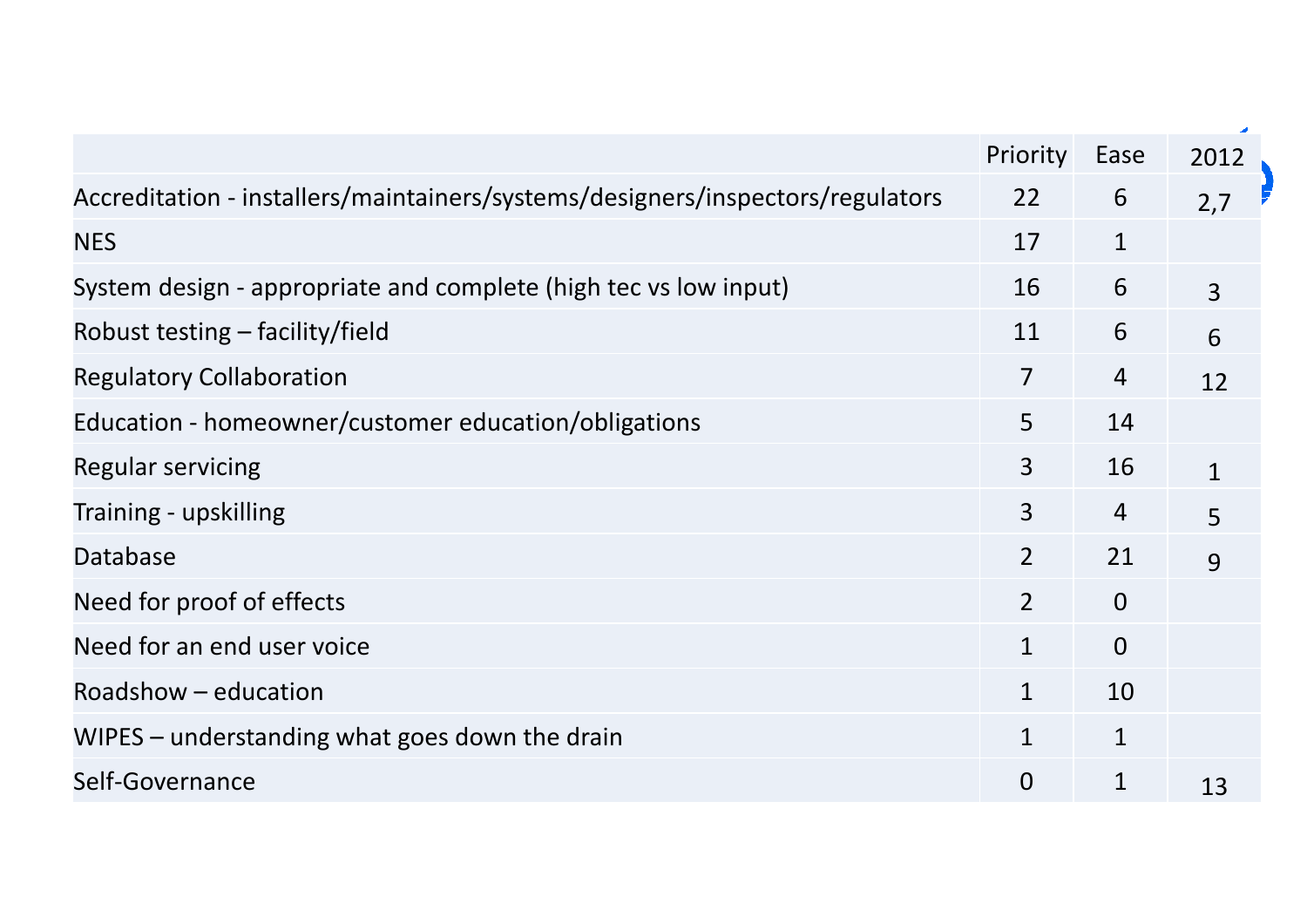| | Priority | Ease | 2012 |
|---|---|---|---|
| Accreditation - installers/maintainers/systems/designers/inspectors/regulators | 22 | 6 | 2,7 |
| NES | 17 | 1 | |
| System design - appropriate and complete (high tec vs low input) | 16 | 6 | 3 |
| Robust testing – facility/field | 11 | 6 | 6 |
| Regulatory Collaboration | 7 | 4 | 12 |
| Education - homeowner/customer education/obligations | 5 | 14 | |
| Regular servicing | 3 | 16 | 1 |
| Training - upskilling | 3 | 4 | 5 |
| Database | 2 | 21 | 9 |
| Need for proof of effects | 2 | 0 | |
| Need for an end user voice | 1 | 0 | |
| Roadshow – education | 1 | 10 | |
| WIPES – understanding what goes down the drain | 1 | 1 | |
| Self-Governance | 0 | 1 | 13 |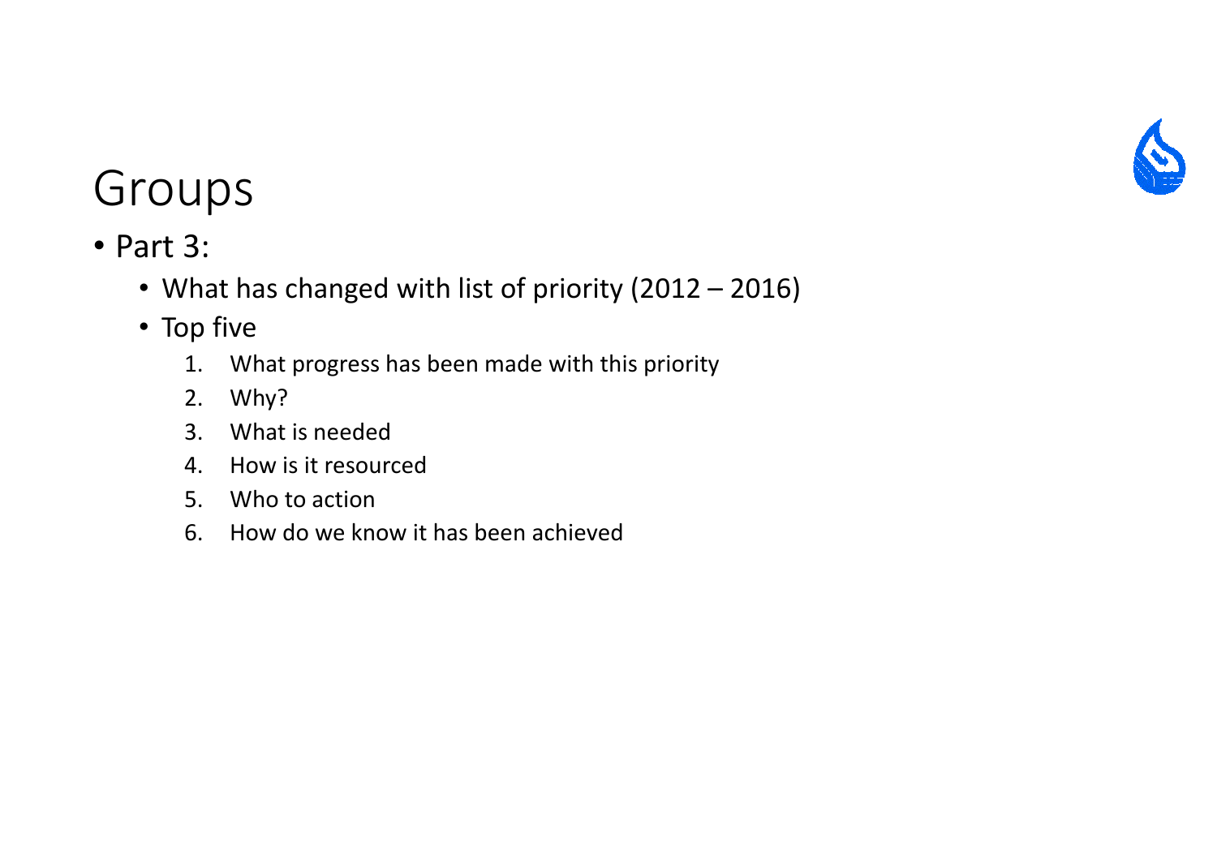# Groups

- Part 3:
  - What has changed with list of priority (2012 – 2016)
  - Top five
    1. What progress has been made with this priority
    2. Why?
    3. What is needed
    4. How is it resourced
    5. Who to action
    6. How do we know it has been achieved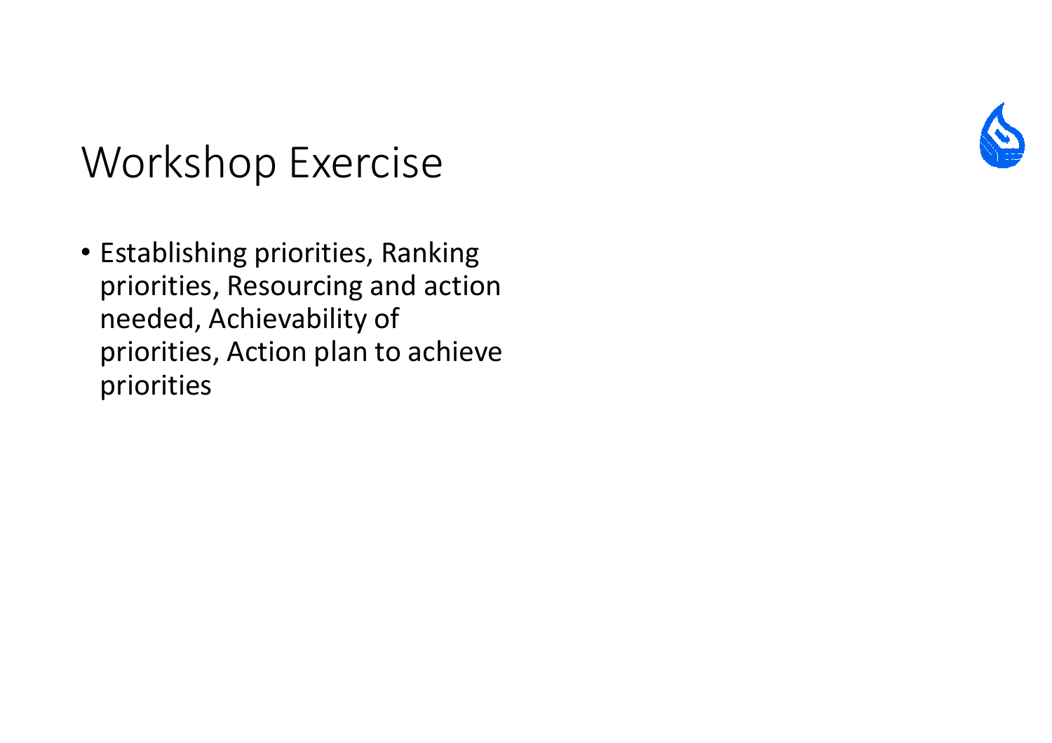# Workshop Exercise

- Establishing priorities, Ranking priorities, Resourcing and action needed, Achievability of priorities, Action plan to achieve priorities